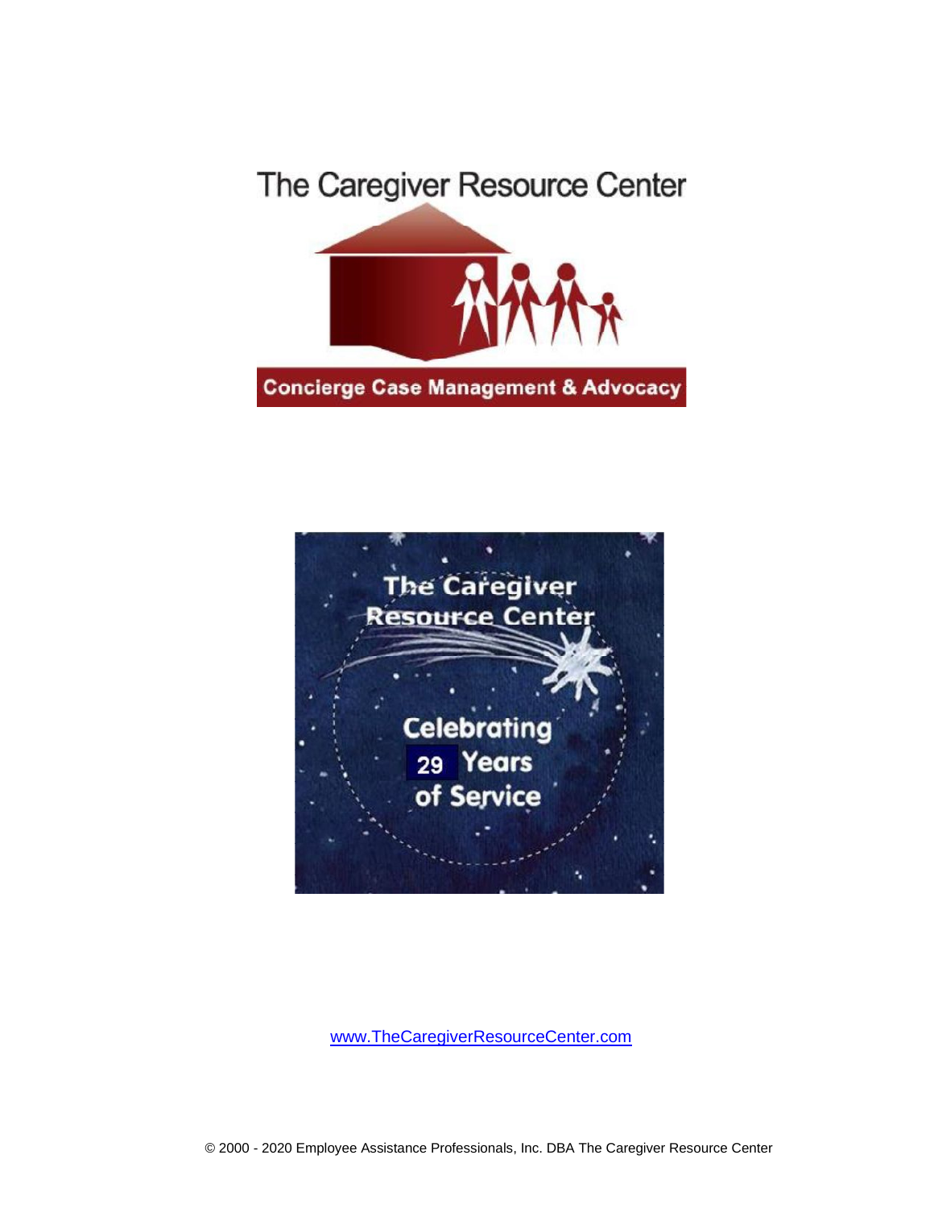# The Caregiver Resource Center

**Concierge Case Management & Advocacy**

The Caregiver Resource Center

Celebrating 29 Years of Service

www.TheCaregiverResourceCenter.com

© 2000 - 2020 Employee Assistance Professionals, Inc. DBA The Caregiver Resource Center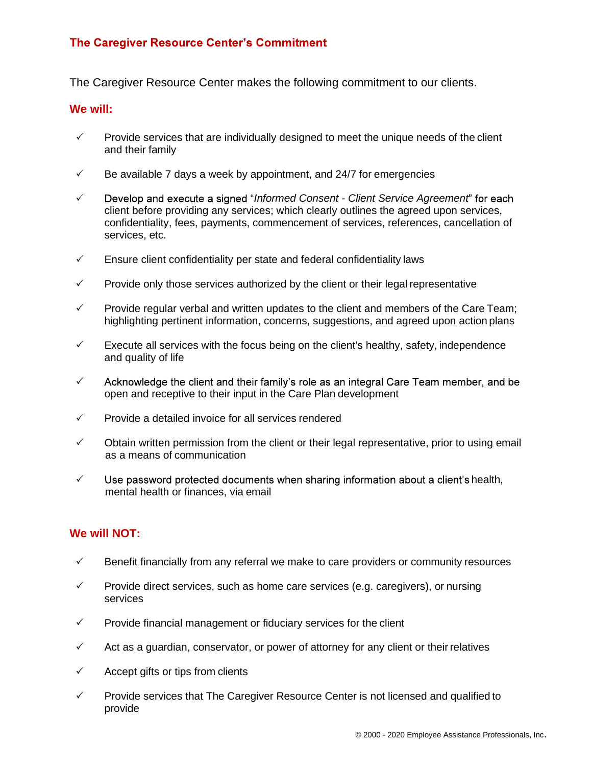## The Caregiver Resource Center's Commitment

The Caregiver Resource Center makes the following commitment to our clients.

### We will:

- ✓ Provide services that are individually designed to meet the unique needs of the client and their family
- ✓ Be available 7 days a week by appointment, and 24/7 for emergencies
- ✓ Develop and execute a signed "*Informed Consent - Client Service Agreement*" for each client before providing any services; which clearly outlines the agreed upon services, confidentiality, fees, payments, commencement of services, references, cancellation of services, etc.
- ✓ Ensure client confidentiality per state and federal confidentiality laws
- ✓ Provide only those services authorized by the client or their legal representative
- ✓ Provide regular verbal and written updates to the client and members of the Care Team; highlighting pertinent information, concerns, suggestions, and agreed upon action plans
- ✓ Execute all services with the focus being on the client's healthy, safety, independence and quality of life
- ✓ Acknowledge the client and their family's role as an integral Care Team member, and be open and receptive to their input in the Care Plan development
- ✓ Provide a detailed invoice for all services rendered
- ✓ Obtain written permission from the client or their legal representative, prior to using email as a means of communication
- ✓ Use password protected documents when sharing information about a client's health, mental health or finances, via email

### We will NOT:

- ✓ Benefit financially from any referral we make to care providers or community resources
- ✓ Provide direct services, such as home care services (e.g. caregivers), or nursing services
- ✓ Provide financial management or fiduciary services for the client
- ✓ Act as a guardian, conservator, or power of attorney for any client or their relatives
- ✓ Accept gifts or tips from clients
- ✓ Provide services that The Caregiver Resource Center is not licensed and qualified to provide

© 2000 - 2020 Employee Assistance Professionals, Inc.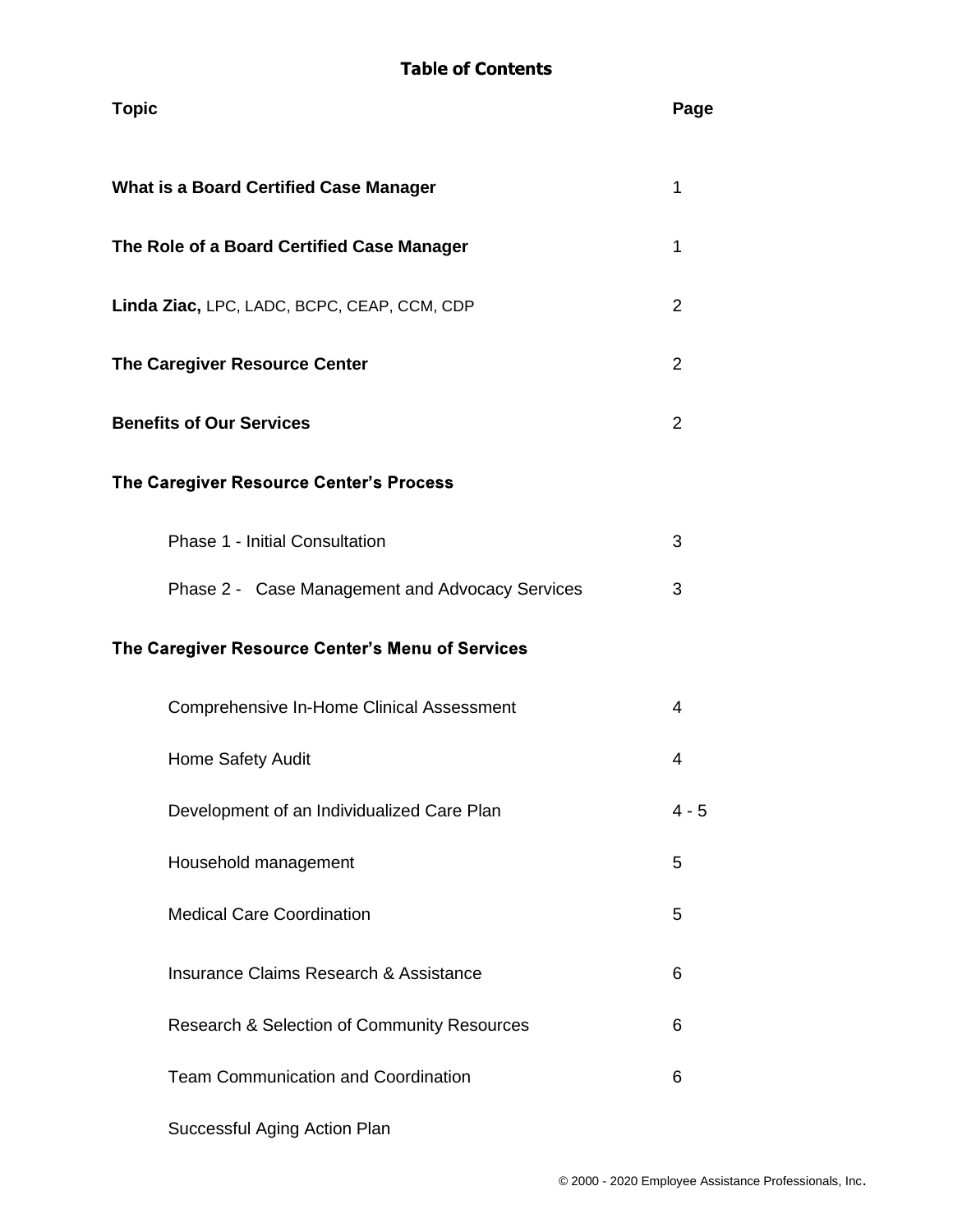# Table of Contents

| Topic | Page |
|---|---|
| **What is a Board Certified Case Manager** | 1 |
| **The Role of a Board Certified Case Manager** | 1 |
| **Linda Ziac,** LPC, LADC, BCPC, CEAP, CCM, CDP | 2 |
| **The Caregiver Resource Center** | 2 |
| **Benefits of Our Services** | 2 |
| **The Caregiver Resource Center's Process** | |
| Phase 1 - Initial Consultation | 3 |
| Phase 2 - Case Management and Advocacy Services | 3 |
| **The Caregiver Resource Center's Menu of Services** | |
| Comprehensive In-Home Clinical Assessment | 4 |
| Home Safety Audit | 4 |
| Development of an Individualized Care Plan | 4 - 5 |
| Household management | 5 |
| Medical Care Coordination | 5 |
| Insurance Claims Research & Assistance | 6 |
| Research & Selection of Community Resources | 6 |
| Team Communication and Coordination | 6 |
| Successful Aging Action Plan | |

© 2000 - 2020 Employee Assistance Professionals, Inc.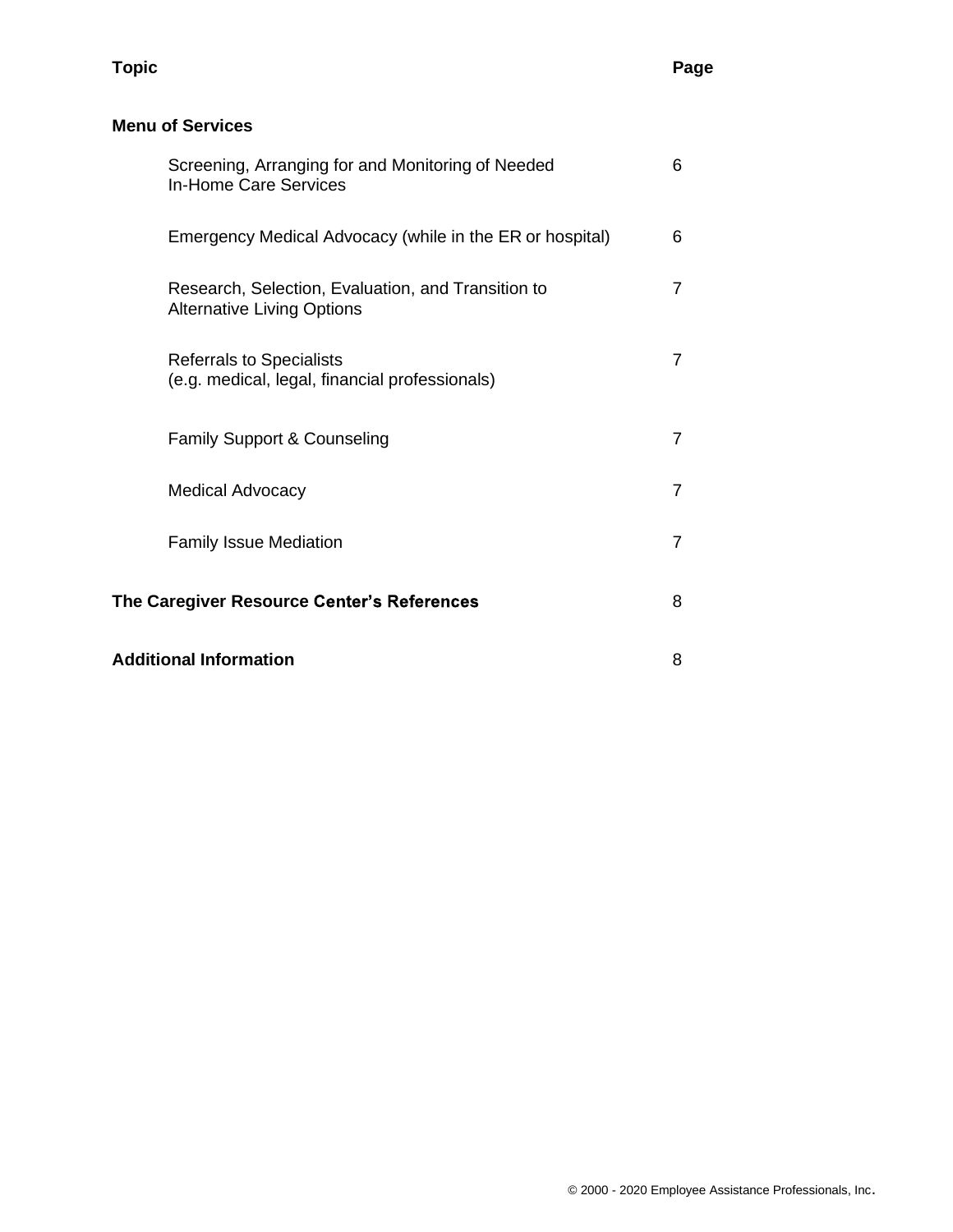| Topic | Page |
|---|---|
| **Menu of Services** | |
| Screening, Arranging for and Monitoring of Needed In-Home Care Services | 6 |
| Emergency Medical Advocacy (while in the ER or hospital) | 6 |
| Research, Selection, Evaluation, and Transition to Alternative Living Options | 7 |
| Referrals to Specialists (e.g. medical, legal, financial professionals) | 7 |
| Family Support & Counseling | 7 |
| Medical Advocacy | 7 |
| Family Issue Mediation | 7 |
| **The Caregiver Resource Center's References** | 8 |
| **Additional Information** | 8 |

© 2000 - 2020 Employee Assistance Professionals, Inc.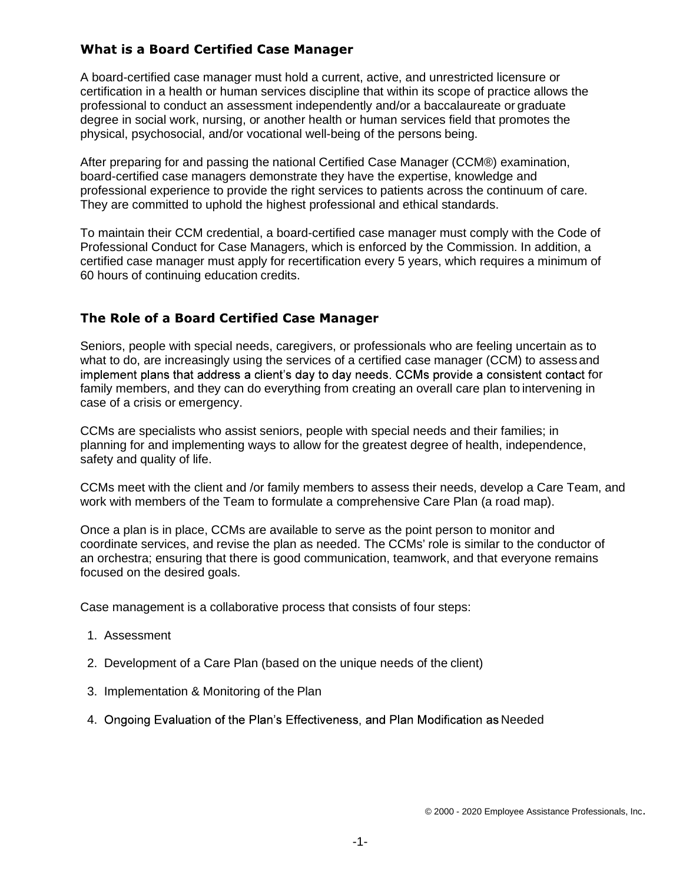### What is a Board Certified Case Manager

A board-certified case manager must hold a current, active, and unrestricted licensure or certification in a health or human services discipline that within its scope of practice allows the professional to conduct an assessment independently and/or a baccalaureate or graduate degree in social work, nursing, or another health or human services field that promotes the physical, psychosocial, and/or vocational well-being of the persons being.

After preparing for and passing the national Certified Case Manager (CCM®) examination, board-certified case managers demonstrate they have the expertise, knowledge and professional experience to provide the right services to patients across the continuum of care. They are committed to uphold the highest professional and ethical standards.

To maintain their CCM credential, a board-certified case manager must comply with the Code of Professional Conduct for Case Managers, which is enforced by the Commission. In addition, a certified case manager must apply for recertification every 5 years, which requires a minimum of 60 hours of continuing education credits.

### The Role of a Board Certified Case Manager

Seniors, people with special needs, caregivers, or professionals who are feeling uncertain as to what to do, are increasingly using the services of a certified case manager (CCM) to assess and implement plans that address a client's day to day needs. CCMs provide a consistent contact for family members, and they can do everything from creating an overall care plan to intervening in case of a crisis or emergency.

CCMs are specialists who assist seniors, people with special needs and their families; in planning for and implementing ways to allow for the greatest degree of health, independence, safety and quality of life.

CCMs meet with the client and /or family members to assess their needs, develop a Care Team, and work with members of the Team to formulate a comprehensive Care Plan (a road map).

Once a plan is in place, CCMs are available to serve as the point person to monitor and coordinate services, and revise the plan as needed. The CCMs' role is similar to the conductor of an orchestra; ensuring that there is good communication, teamwork, and that everyone remains focused on the desired goals.

Case management is a collaborative process that consists of four steps:

1. Assessment
2. Development of a Care Plan (based on the unique needs of the client)
3. Implementation & Monitoring of the Plan
4. Ongoing Evaluation of the Plan's Effectiveness, and Plan Modification as Needed

© 2000 - 2020 Employee Assistance Professionals, Inc.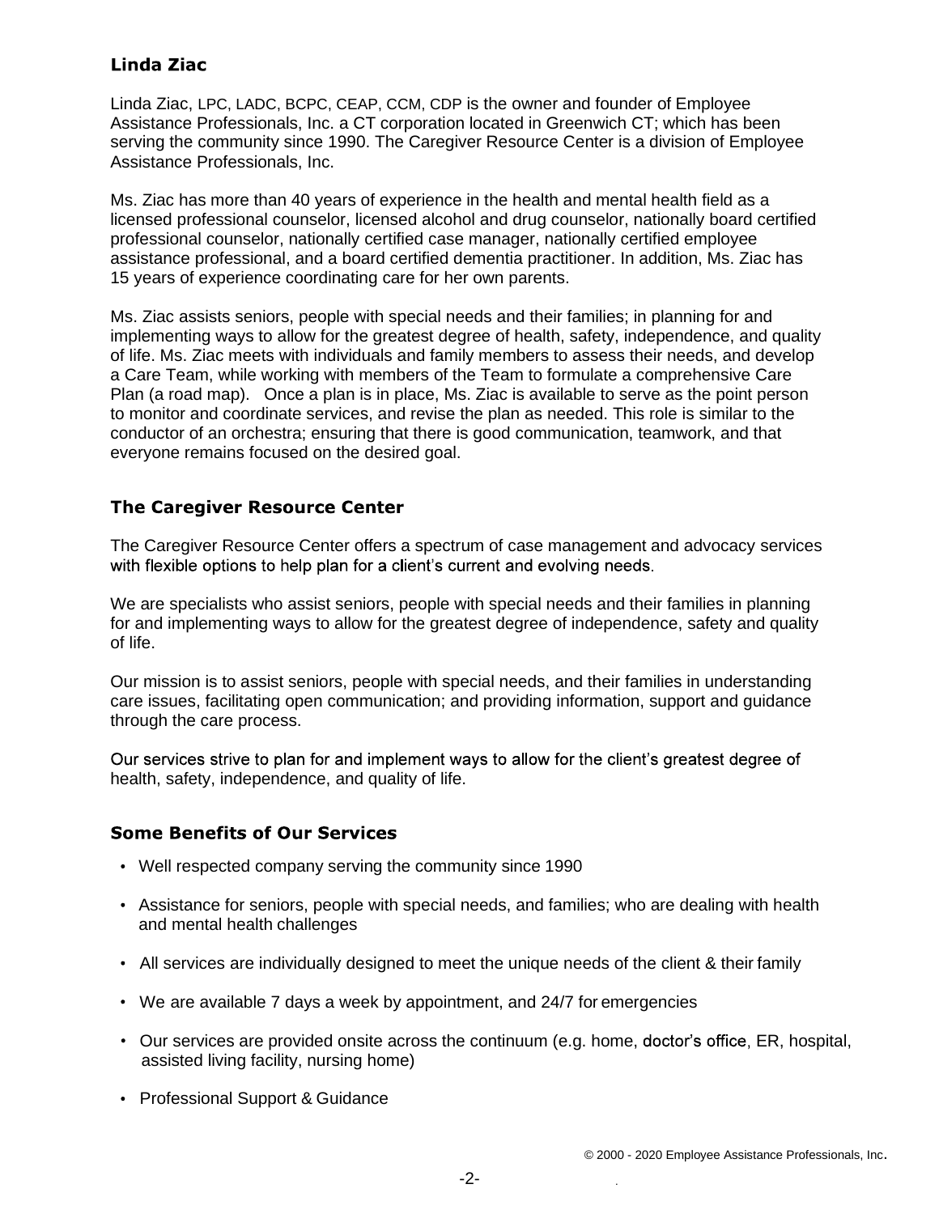### Linda Ziac

Linda Ziac, LPC, LADC, BCPC, CEAP, CCM, CDP is the owner and founder of Employee Assistance Professionals, Inc. a CT corporation located in Greenwich CT; which has been serving the community since 1990. The Caregiver Resource Center is a division of Employee Assistance Professionals, Inc.

Ms. Ziac has more than 40 years of experience in the health and mental health field as a licensed professional counselor, licensed alcohol and drug counselor, nationally board certified professional counselor, nationally certified case manager, nationally certified employee assistance professional, and a board certified dementia practitioner. In addition, Ms. Ziac has 15 years of experience coordinating care for her own parents.

Ms. Ziac assists seniors, people with special needs and their families; in planning for and implementing ways to allow for the greatest degree of health, safety, independence, and quality of life. Ms. Ziac meets with individuals and family members to assess their needs, and develop a Care Team, while working with members of the Team to formulate a comprehensive Care Plan (a road map). Once a plan is in place, Ms. Ziac is available to serve as the point person to monitor and coordinate services, and revise the plan as needed. This role is similar to the conductor of an orchestra; ensuring that there is good communication, teamwork, and that everyone remains focused on the desired goal.

### The Caregiver Resource Center

The Caregiver Resource Center offers a spectrum of case management and advocacy services with flexible options to help plan for a client's current and evolving needs.

We are specialists who assist seniors, people with special needs and their families in planning for and implementing ways to allow for the greatest degree of independence, safety and quality of life.

Our mission is to assist seniors, people with special needs, and their families in understanding care issues, facilitating open communication; and providing information, support and guidance through the care process.

Our services strive to plan for and implement ways to allow for the client's greatest degree of health, safety, independence, and quality of life.

### Some Benefits of Our Services

- Well respected company serving the community since 1990
- Assistance for seniors, people with special needs, and families; who are dealing with health and mental health challenges
- All services are individually designed to meet the unique needs of the client & their family
- We are available 7 days a week by appointment, and 24/7 for emergencies
- Our services are provided onsite across the continuum (e.g. home, doctor's office, ER, hospital, assisted living facility, nursing home)
- Professional Support & Guidance

© 2000 - 2020 Employee Assistance Professionals, Inc.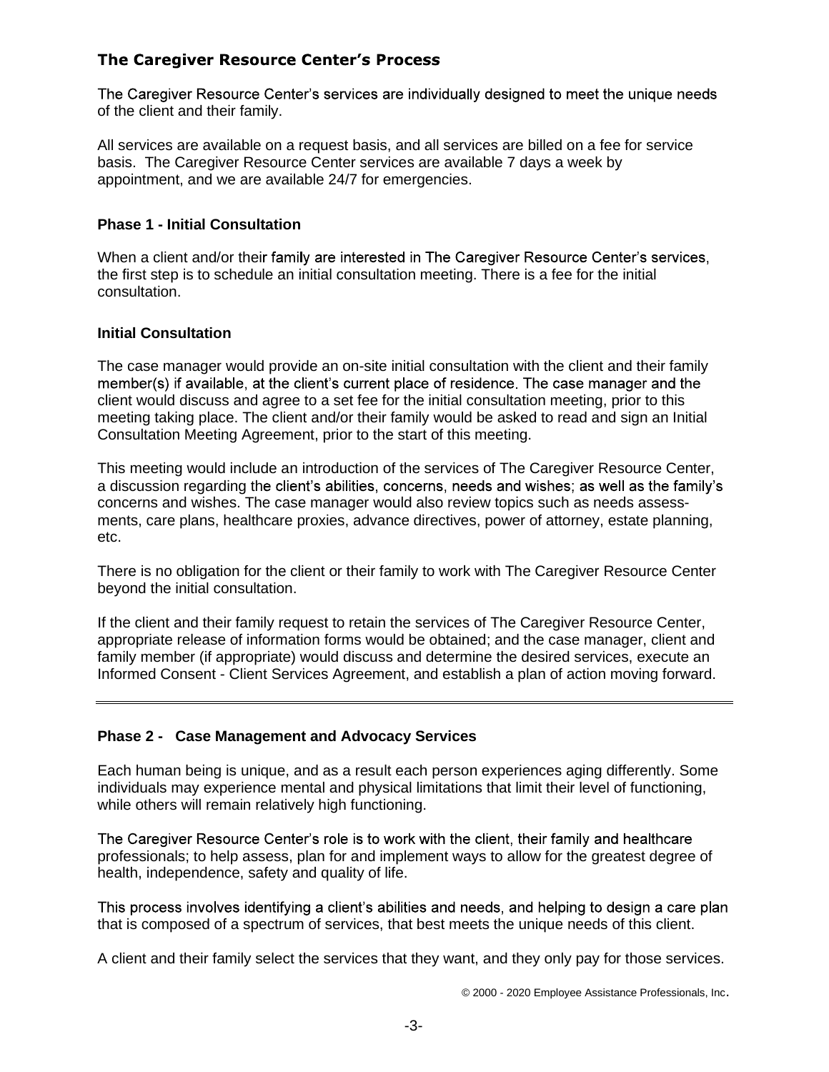## The Caregiver Resource Center's Process

The Caregiver Resource Center's services are individually designed to meet the unique needs of the client and their family.

All services are available on a request basis, and all services are billed on a fee for service basis. The Caregiver Resource Center services are available 7 days a week by appointment, and we are available 24/7 for emergencies.

### Phase 1 - Initial Consultation

When a client and/or their family are interested in The Caregiver Resource Center's services, the first step is to schedule an initial consultation meeting. There is a fee for the initial consultation.

### Initial Consultation

The case manager would provide an on-site initial consultation with the client and their family member(s) if available, at the client's current place of residence. The case manager and the client would discuss and agree to a set fee for the initial consultation meeting, prior to this meeting taking place. The client and/or their family would be asked to read and sign an Initial Consultation Meeting Agreement, prior to the start of this meeting.

This meeting would include an introduction of the services of The Caregiver Resource Center, a discussion regarding the client's abilities, concerns, needs and wishes; as well as the family's concerns and wishes. The case manager would also review topics such as needs assessments, care plans, healthcare proxies, advance directives, power of attorney, estate planning, etc.

There is no obligation for the client or their family to work with The Caregiver Resource Center beyond the initial consultation.

If the client and their family request to retain the services of The Caregiver Resource Center, appropriate release of information forms would be obtained; and the case manager, client and family member (if appropriate) would discuss and determine the desired services, execute an Informed Consent - Client Services Agreement, and establish a plan of action moving forward.

---

### Phase 2 - Case Management and Advocacy Services

Each human being is unique, and as a result each person experiences aging differently. Some individuals may experience mental and physical limitations that limit their level of functioning, while others will remain relatively high functioning.

The Caregiver Resource Center's role is to work with the client, their family and healthcare professionals; to help assess, plan for and implement ways to allow for the greatest degree of health, independence, safety and quality of life.

This process involves identifying a client's abilities and needs, and helping to design a care plan that is composed of a spectrum of services, that best meets the unique needs of this client.

A client and their family select the services that they want, and they only pay for those services.

© 2000 - 2020 Employee Assistance Professionals, Inc.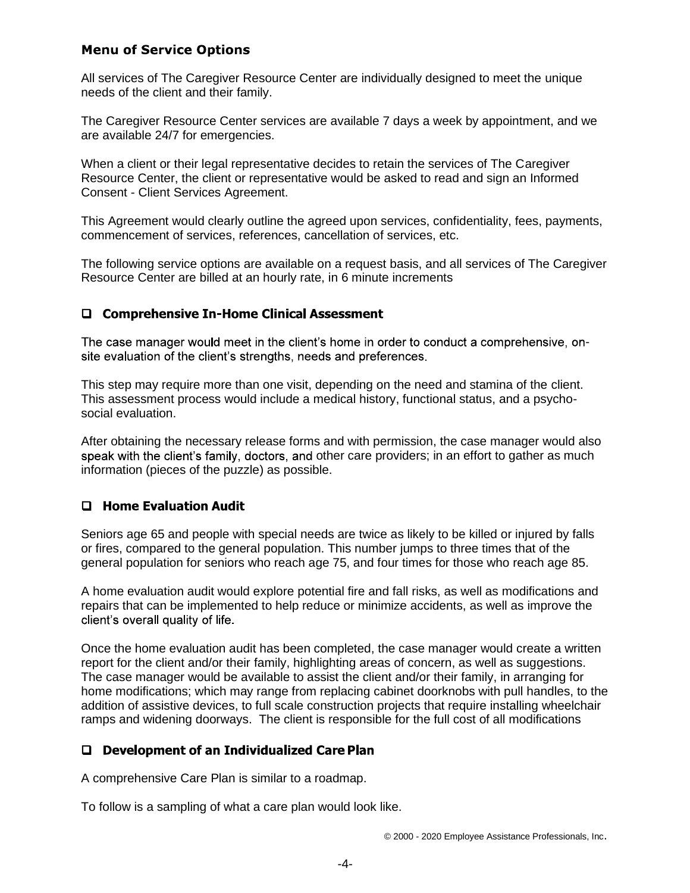### Menu of Service Options

All services of The Caregiver Resource Center are individually designed to meet the unique needs of the client and their family.

The Caregiver Resource Center services are available 7 days a week by appointment, and we are available 24/7 for emergencies.

When a client or their legal representative decides to retain the services of The Caregiver Resource Center, the client or representative would be asked to read and sign an Informed Consent - Client Services Agreement.

This Agreement would clearly outline the agreed upon services, confidentiality, fees, payments, commencement of services, references, cancellation of services, etc.

The following service options are available on a request basis, and all services of The Caregiver Resource Center are billed at an hourly rate, in 6 minute increments

- [ ] **Comprehensive In-Home Clinical Assessment**

The case manager would meet in the client's home in order to conduct a comprehensive, on-site evaluation of the client's strengths, needs and preferences.

This step may require more than one visit, depending on the need and stamina of the client. This assessment process would include a medical history, functional status, and a psycho-social evaluation.

After obtaining the necessary release forms and with permission, the case manager would also speak with the client's family, doctors, and other care providers; in an effort to gather as much information (pieces of the puzzle) as possible.

- [ ] **Home Evaluation Audit**

Seniors age 65 and people with special needs are twice as likely to be killed or injured by falls or fires, compared to the general population. This number jumps to three times that of the general population for seniors who reach age 75, and four times for those who reach age 85.

A home evaluation audit would explore potential fire and fall risks, as well as modifications and repairs that can be implemented to help reduce or minimize accidents, as well as improve the client's overall quality of life.

Once the home evaluation audit has been completed, the case manager would create a written report for the client and/or their family, highlighting areas of concern, as well as suggestions. The case manager would be available to assist the client and/or their family, in arranging for home modifications; which may range from replacing cabinet doorknobs with pull handles, to the addition of assistive devices, to full scale construction projects that require installing wheelchair ramps and widening doorways. The client is responsible for the full cost of all modifications

- [ ] **Development of an Individualized Care Plan**

A comprehensive Care Plan is similar to a roadmap.

To follow is a sampling of what a care plan would look like.

© 2000 - 2020 Employee Assistance Professionals, Inc.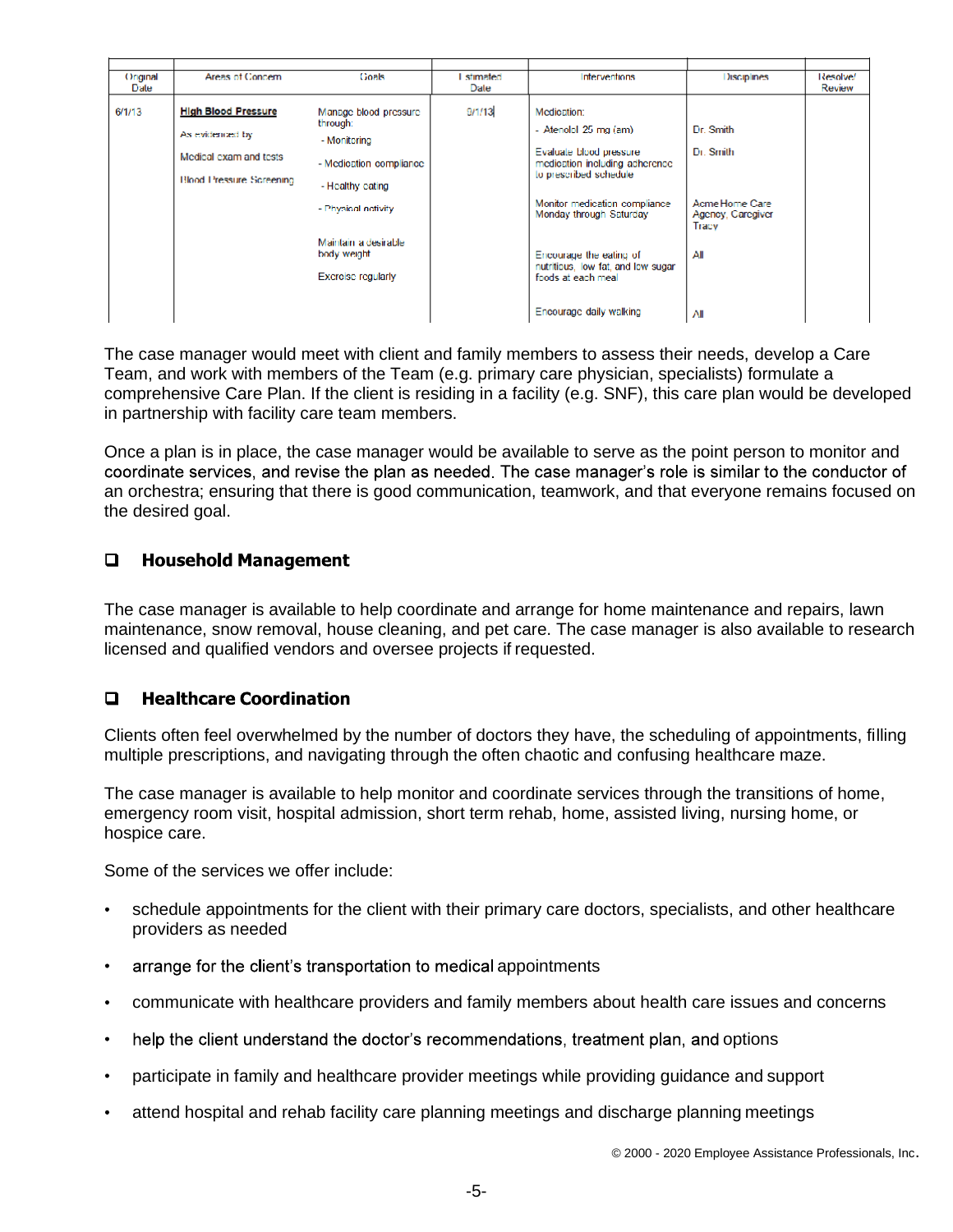| Original Date | Areas of Concern | Goals | Estimated Date | Interventions | Disciplines | Resolve/ Review |
|---|---|---|---|---|---|---|
| 6/1/13 | **High Blood Pressure**<br><br>As evidenced by<br><br>Medical exam and tests<br><br>Blood Pressure Screening | Manage blood pressure through:<br>- Monitoring<br>- Medication compliance<br>- Healthy eating<br>- Physical activity<br><br>Maintain a desirable body weight<br><br>Exercise regularly | 9/1/13 | Medication:<br>- Atenolol 25 mg (am)<br><br>Evaluate blood pressure medication including adherence to prescribed schedule<br><br>Monitor medication compliance Monday through Saturday<br><br>Encourage the eating of nutritious, low fat, and low sugar foods at each meal<br><br>Encourage daily walking | <br><br>Dr. Smith<br><br>Dr. Smith<br><br>Acme Home Care Agency, Caregiver Tracy<br><br>All<br><br>All | |

The case manager would meet with client and family members to assess their needs, develop a Care Team, and work with members of the Team (e.g. primary care physician, specialists) formulate a comprehensive Care Plan. If the client is residing in a facility (e.g. SNF), this care plan would be developed in partnership with facility care team members.

Once a plan is in place, the case manager would be available to serve as the point person to monitor and coordinate services, and revise the plan as needed. The case manager's role is similar to the conductor of an orchestra; ensuring that there is good communication, teamwork, and that everyone remains focused on the desired goal.

## ❑ Household Management

The case manager is available to help coordinate and arrange for home maintenance and repairs, lawn maintenance, snow removal, house cleaning, and pet care. The case manager is also available to research licensed and qualified vendors and oversee projects if requested.

## ❑ Healthcare Coordination

Clients often feel overwhelmed by the number of doctors they have, the scheduling of appointments, filling multiple prescriptions, and navigating through the often chaotic and confusing healthcare maze.

The case manager is available to help monitor and coordinate services through the transitions of home, emergency room visit, hospital admission, short term rehab, home, assisted living, nursing home, or hospice care.

Some of the services we offer include:

- schedule appointments for the client with their primary care doctors, specialists, and other healthcare providers as needed
- arrange for the client's transportation to medical appointments
- communicate with healthcare providers and family members about health care issues and concerns
- help the client understand the doctor's recommendations, treatment plan, and options
- participate in family and healthcare provider meetings while providing guidance and support
- attend hospital and rehab facility care planning meetings and discharge planning meetings

© 2000 - 2020 Employee Assistance Professionals, Inc.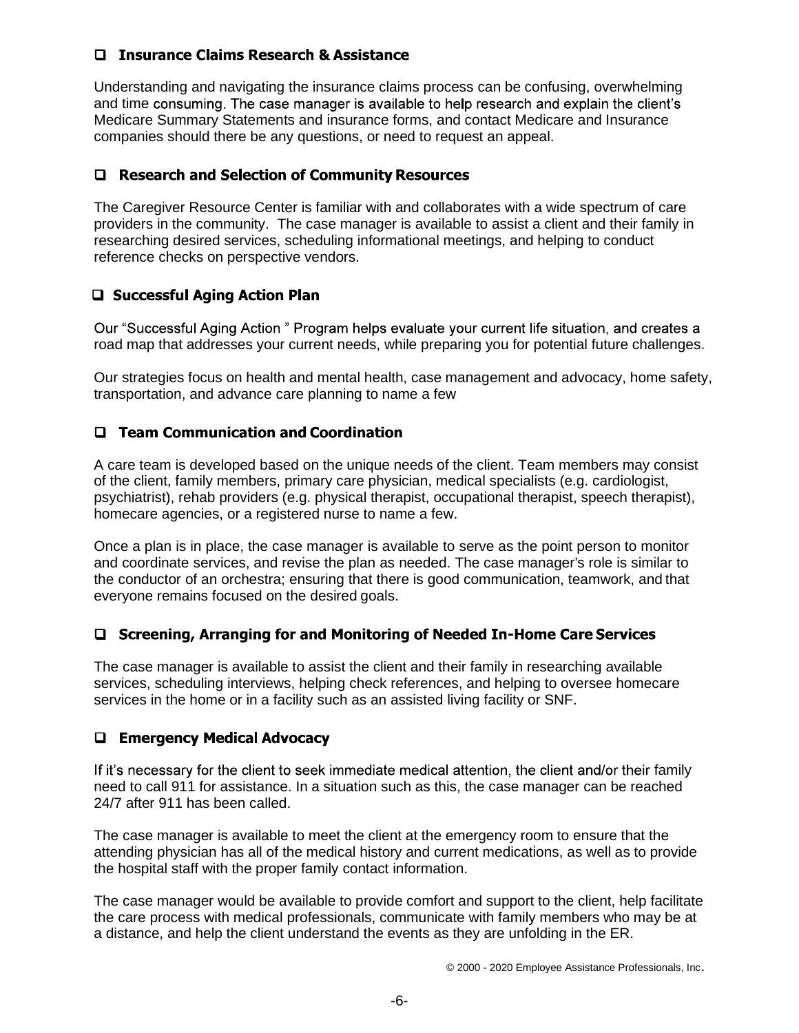## ❑ Insurance Claims Research & Assistance

Understanding and navigating the insurance claims process can be confusing, overwhelming and time consuming. The case manager is available to help research and explain the client's Medicare Summary Statements and insurance forms, and contact Medicare and Insurance companies should there be any questions, or need to request an appeal.

## ❑ Research and Selection of Community Resources

The Caregiver Resource Center is familiar with and collaborates with a wide spectrum of care providers in the community. The case manager is available to assist a client and their family in researching desired services, scheduling informational meetings, and helping to conduct reference checks on perspective vendors.

## ❑ Successful Aging Action Plan

Our "Successful Aging Action " Program helps evaluate your current life situation, and creates a road map that addresses your current needs, while preparing you for potential future challenges.

Our strategies focus on health and mental health, case management and advocacy, home safety, transportation, and advance care planning to name a few

## ❑ Team Communication and Coordination

A care team is developed based on the unique needs of the client. Team members may consist of the client, family members, primary care physician, medical specialists (e.g. cardiologist, psychiatrist), rehab providers (e.g. physical therapist, occupational therapist, speech therapist), homecare agencies, or a registered nurse to name a few.

Once a plan is in place, the case manager is available to serve as the point person to monitor and coordinate services, and revise the plan as needed. The case manager's role is similar to the conductor of an orchestra; ensuring that there is good communication, teamwork, and that everyone remains focused on the desired goals.

## ❑ Screening, Arranging for and Monitoring of Needed In-Home Care Services

The case manager is available to assist the client and their family in researching available services, scheduling interviews, helping check references, and helping to oversee homecare services in the home or in a facility such as an assisted living facility or SNF.

## ❑ Emergency Medical Advocacy

If it's necessary for the client to seek immediate medical attention, the client and/or their family need to call 911 for assistance. In a situation such as this, the case manager can be reached 24/7 after 911 has been called.

The case manager is available to meet the client at the emergency room to ensure that the attending physician has all of the medical history and current medications, as well as to provide the hospital staff with the proper family contact information.

The case manager would be available to provide comfort and support to the client, help facilitate the care process with medical professionals, communicate with family members who may be at a distance, and help the client understand the events as they are unfolding in the ER.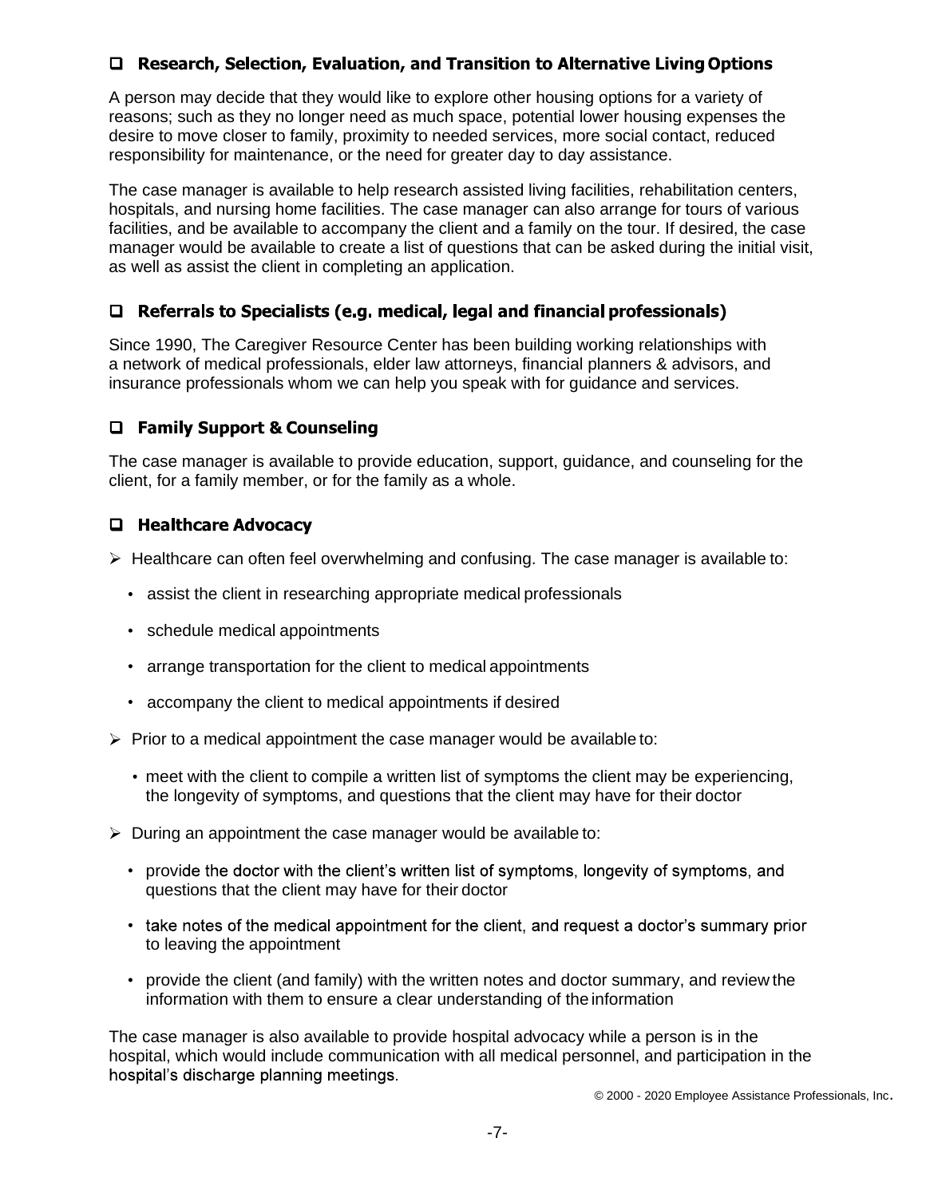## ❑ Research, Selection, Evaluation, and Transition to Alternative Living Options

A person may decide that they would like to explore other housing options for a variety of reasons; such as they no longer need as much space, potential lower housing expenses the desire to move closer to family, proximity to needed services, more social contact, reduced responsibility for maintenance, or the need for greater day to day assistance.

The case manager is available to help research assisted living facilities, rehabilitation centers, hospitals, and nursing home facilities. The case manager can also arrange for tours of various facilities, and be available to accompany the client and a family on the tour. If desired, the case manager would be available to create a list of questions that can be asked during the initial visit, as well as assist the client in completing an application.

## ❑ Referrals to Specialists (e.g. medical, legal and financial professionals)

Since 1990, The Caregiver Resource Center has been building working relationships with a network of medical professionals, elder law attorneys, financial planners & advisors, and insurance professionals whom we can help you speak with for guidance and services.

## ❑ Family Support & Counseling

The case manager is available to provide education, support, guidance, and counseling for the client, for a family member, or for the family as a whole.

## ❑ Healthcare Advocacy

- Healthcare can often feel overwhelming and confusing. The case manager is available to:
  - assist the client in researching appropriate medical professionals
  - schedule medical appointments
  - arrange transportation for the client to medical appointments
  - accompany the client to medical appointments if desired
- Prior to a medical appointment the case manager would be available to:
  - meet with the client to compile a written list of symptoms the client may be experiencing, the longevity of symptoms, and questions that the client may have for their doctor
- During an appointment the case manager would be available to:
  - provide the doctor with the client's written list of symptoms, longevity of symptoms, and questions that the client may have for their doctor
  - take notes of the medical appointment for the client, and request a doctor's summary prior to leaving the appointment
  - provide the client (and family) with the written notes and doctor summary, and review the information with them to ensure a clear understanding of the information

The case manager is also available to provide hospital advocacy while a person is in the hospital, which would include communication with all medical personnel, and participation in the hospital's discharge planning meetings.

© 2000 - 2020 Employee Assistance Professionals, Inc.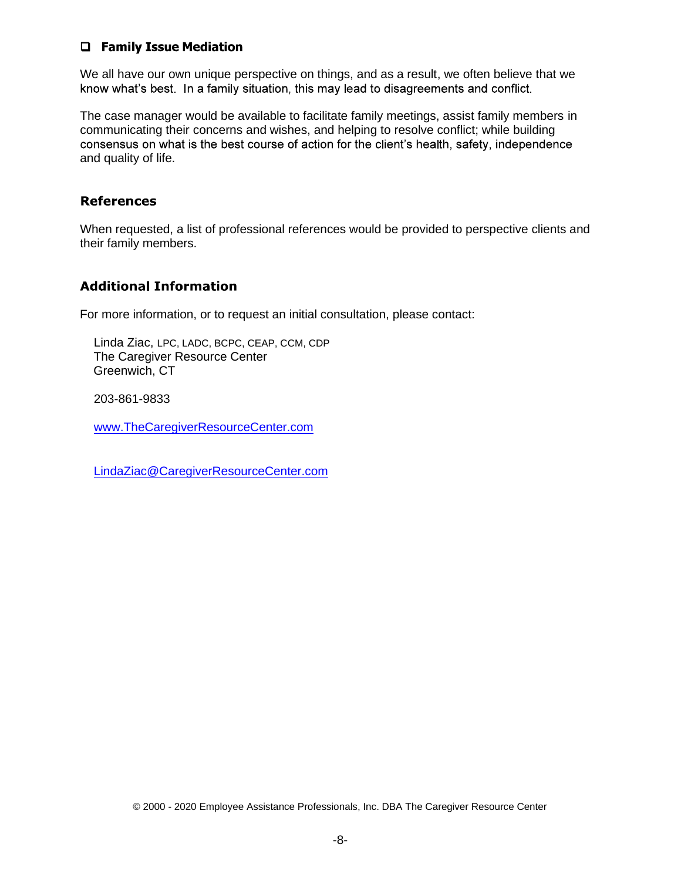- [ ] **Family Issue Mediation**

We all have our own unique perspective on things, and as a result, we often believe that we know what's best. In a family situation, this may lead to disagreements and conflict.

The case manager would be available to facilitate family meetings, assist family members in communicating their concerns and wishes, and helping to resolve conflict; while building consensus on what is the best course of action for the client's health, safety, independence and quality of life.

## References

When requested, a list of professional references would be provided to perspective clients and their family members.

## Additional Information

For more information, or to request an initial consultation, please contact:

Linda Ziac, LPC, LADC, BCPC, CEAP, CCM, CDP
The Caregiver Resource Center
Greenwich, CT

203-861-9833

www.TheCaregiverResourceCenter.com

LindaZiac@CaregiverResourceCenter.com

© 2000 - 2020 Employee Assistance Professionals, Inc. DBA The Caregiver Resource Center